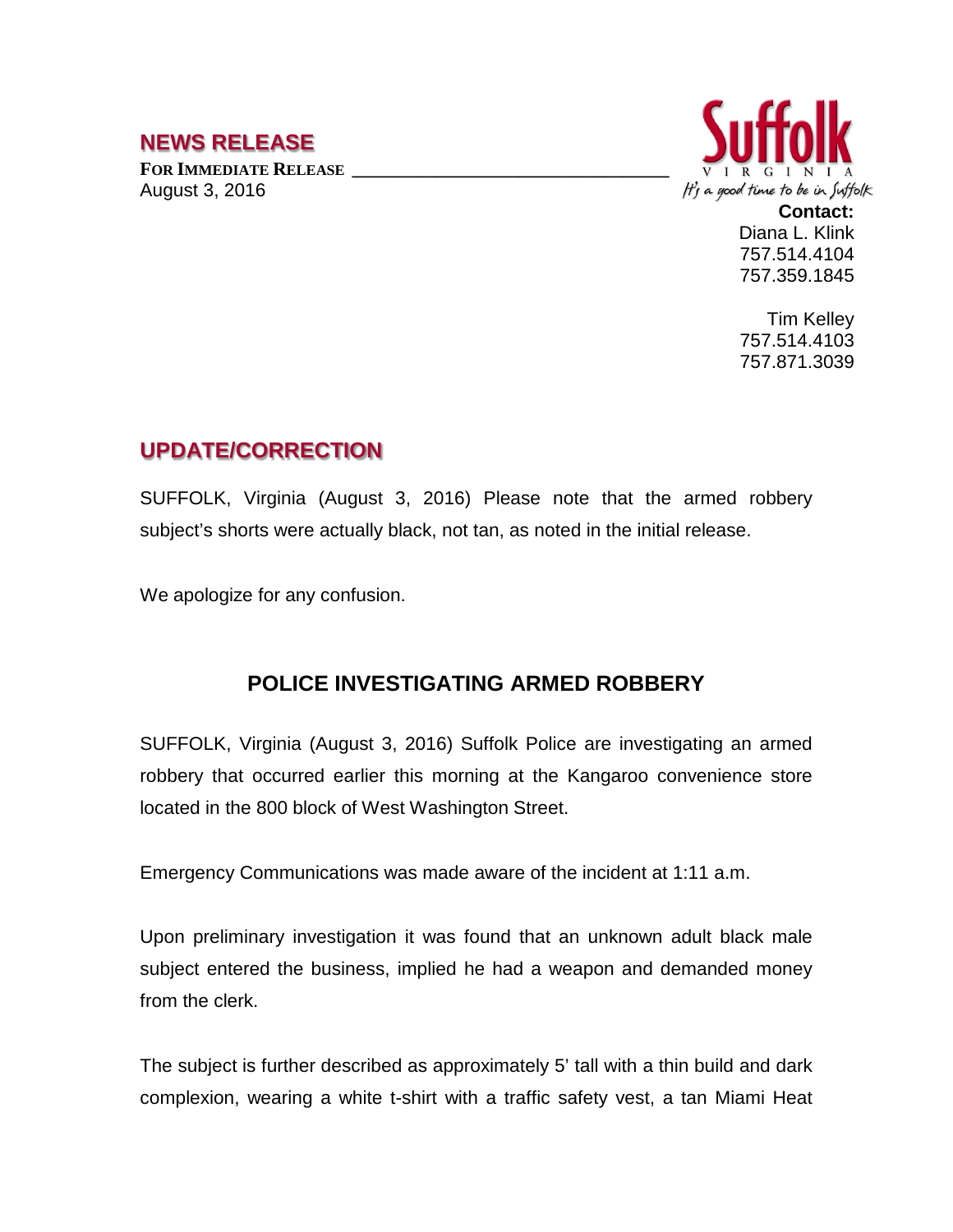## NEWS RELEASE

**FOR IMMEDIATE RELEASE**
August 3, 2016

Suffolk VIRGINIA
It's a good time to be in Suffolk

**Contact:**
Diana L. Klink
757.514.4104
757.359.1845

Tim Kelley
757.514.4103
757.871.3039

## UPDATE/CORRECTION

SUFFOLK, Virginia (August 3, 2016) Please note that the armed robbery subject's shorts were actually black, not tan, as noted in the initial release.

We apologize for any confusion.

## POLICE INVESTIGATING ARMED ROBBERY

SUFFOLK, Virginia (August 3, 2016) Suffolk Police are investigating an armed robbery that occurred earlier this morning at the Kangaroo convenience store located in the 800 block of West Washington Street.

Emergency Communications was made aware of the incident at 1:11 a.m.

Upon preliminary investigation it was found that an unknown adult black male subject entered the business, implied he had a weapon and demanded money from the clerk.

The subject is further described as approximately 5' tall with a thin build and dark complexion, wearing a white t-shirt with a traffic safety vest, a tan Miami Heat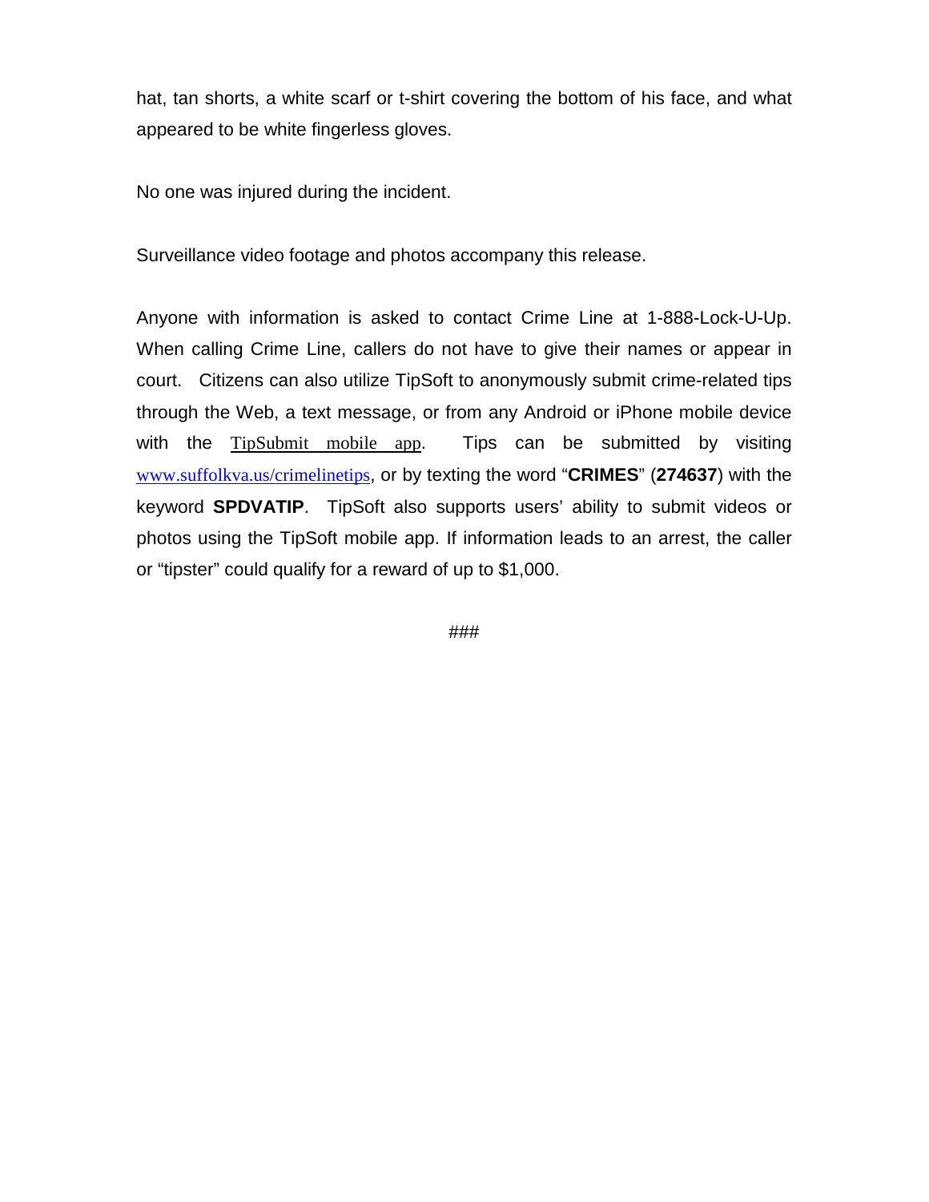hat, tan shorts, a white scarf or t-shirt covering the bottom of his face, and what appeared to be white fingerless gloves.

No one was injured during the incident.

Surveillance video footage and photos accompany this release.

Anyone with information is asked to contact Crime Line at 1-888-Lock-U-Up. When calling Crime Line, callers do not have to give their names or appear in court. Citizens can also utilize TipSoft to anonymously submit crime-related tips through the Web, a text message, or from any Android or iPhone mobile device with the TipSubmit mobile app. Tips can be submitted by visiting www.suffolkva.us/crimelinetips, or by texting the word "**CRIMES**" (**274637**) with the keyword **SPDVATIP**. TipSoft also supports users' ability to submit videos or photos using the TipSoft mobile app. If information leads to an arrest, the caller or "tipster" could qualify for a reward of up to $1,000.

###